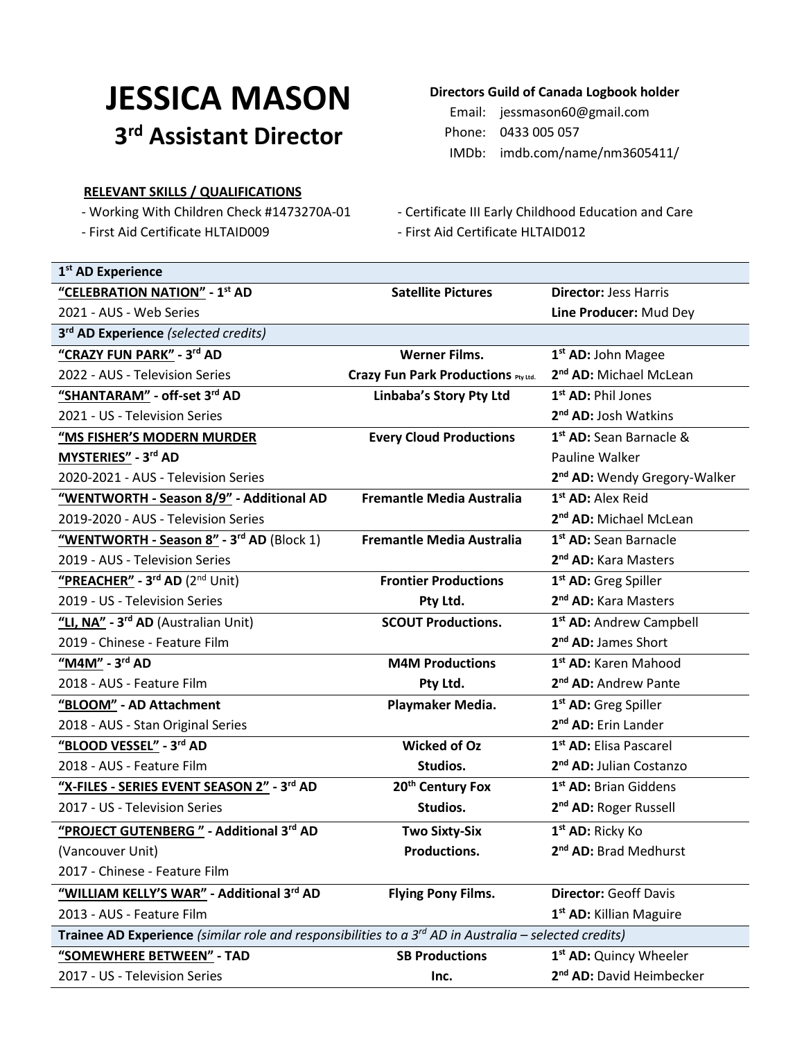# JESSICA MASON
## 3rd Assistant Director

**Directors Guild of Canada Logbook holder**

Email: jessmason60@gmail.com
Phone: 0433 005 057
IMDb: imdb.com/name/nm3605411/

**RELEVANT SKILLS / QUALIFICATIONS**

- Working With Children Check #1473270A-01
- First Aid Certificate HLTAID009
- Certificate III Early Childhood Education and Care
- First Aid Certificate HLTAID012

| **1st AD Experience** | | |
|---|---|---|
| **"CELEBRATION NATION" - 1st AD**<br>2021 - AUS - Web Series | **Satellite Pictures** | **Director:** Jess Harris<br>**Line Producer:** Mud Dey |
| **3rd AD Experience** *(selected credits)* | | |
| **"CRAZY FUN PARK" - 3rd AD**<br>2022 - AUS - Television Series | **Werner Films.**<br>**Crazy Fun Park Productions Pty Ltd.** | **1st AD:** John Magee<br>**2nd AD:** Michael McLean |
| **"SHANTARAM" - off-set 3rd AD**<br>2021 - US - Television Series | **Linbaba's Story Pty Ltd** | **1st AD:** Phil Jones<br>**2nd AD:** Josh Watkins |
| **"MS FISHER'S MODERN MURDER MYSTERIES" - 3rd AD**<br>2020-2021 - AUS - Television Series | **Every Cloud Productions** | **1st AD:** Sean Barnacle & Pauline Walker<br>**2nd AD:** Wendy Gregory-Walker |
| **"WENTWORTH - Season 8/9" - Additional AD**<br>2019-2020 - AUS - Television Series | **Fremantle Media Australia** | **1st AD:** Alex Reid<br>**2nd AD:** Michael McLean |
| **"WENTWORTH - Season 8" - 3rd AD** (Block 1)<br>2019 - AUS - Television Series | **Fremantle Media Australia** | **1st AD:** Sean Barnacle<br>**2nd AD:** Kara Masters |
| **"PREACHER" - 3rd AD** (2nd Unit)<br>2019 - US - Television Series | **Frontier Productions Pty Ltd.** | **1st AD:** Greg Spiller<br>**2nd AD:** Kara Masters |
| **"LI, NA" - 3rd AD** (Australian Unit)<br>2019 - Chinese - Feature Film | **SCOUT Productions.** | **1st AD:** Andrew Campbell<br>**2nd AD:** James Short |
| **"M4M" - 3rd AD**<br>2018 - AUS - Feature Film | **M4M Productions Pty Ltd.** | **1st AD:** Karen Mahood<br>**2nd AD:** Andrew Pante |
| **"BLOOM" - AD Attachment**<br>2018 - AUS - Stan Original Series | **Playmaker Media.** | **1st AD:** Greg Spiller<br>**2nd AD:** Erin Lander |
| **"BLOOD VESSEL" - 3rd AD**<br>2018 - AUS - Feature Film | **Wicked of Oz Studios.** | **1st AD:** Elisa Pascarel<br>**2nd AD:** Julian Costanzo |
| **"X-FILES - SERIES EVENT SEASON 2" - 3rd AD**<br>2017 - US - Television Series | **20th Century Fox Studios.** | **1st AD:** Brian Giddens<br>**2nd AD:** Roger Russell |
| **"PROJECT GUTENBERG " - Additional 3rd AD** (Vancouver Unit)<br>2017 - Chinese - Feature Film | **Two Sixty-Six Productions.** | **1st AD:** Ricky Ko<br>**2nd AD:** Brad Medhurst |
| **"WILLIAM KELLY'S WAR" - Additional 3rd AD**<br>2013 - AUS - Feature Film | **Flying Pony Films.** | **Director:** Geoff Davis<br>**1st AD:** Killian Maguire |
| **Trainee AD Experience** *(similar role and responsibilities to a 3rd AD in Australia – selected credits)* | | |
| **"SOMEWHERE BETWEEN" - TAD**<br>2017 - US - Television Series | **SB Productions Inc.** | **1st AD:** Quincy Wheeler<br>**2nd AD:** David Heimbecker |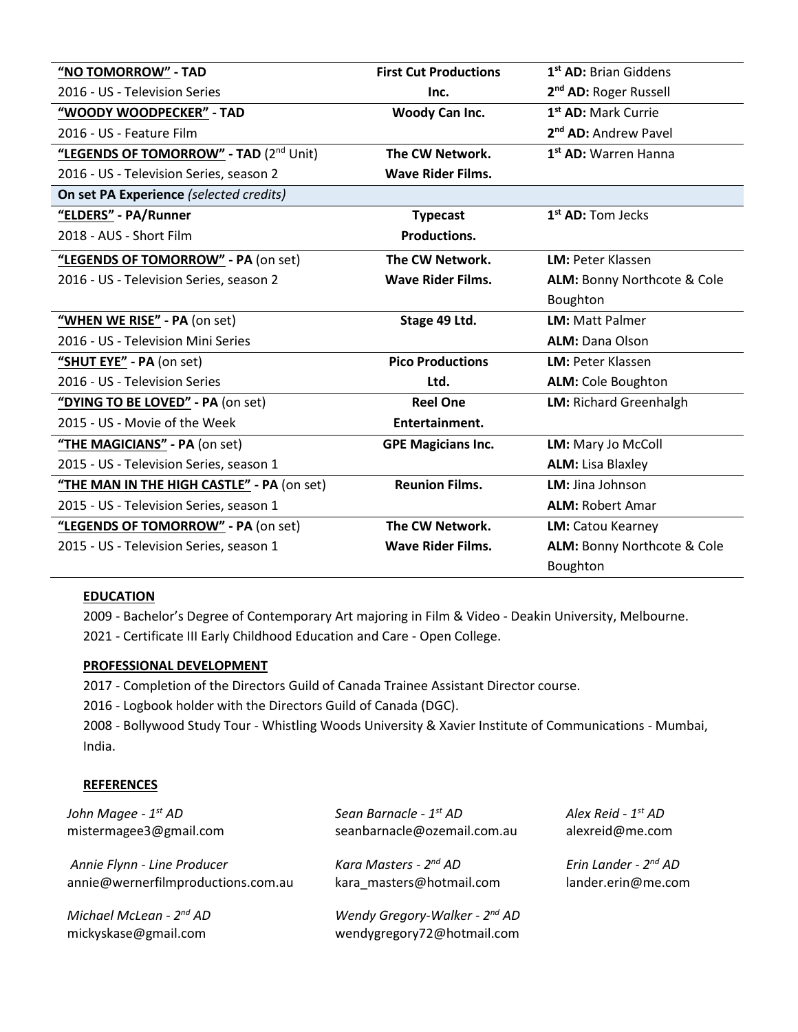| | | |
|---|---|---|
| **"NO TOMORROW" - TAD**<br>2016 - US - Television Series | **First Cut Productions Inc.** | **1st AD:** Brian Giddens<br>**2nd AD:** Roger Russell |
| **"WOODY WOODPECKER" - TAD**<br>2016 - US - Feature Film | **Woody Can Inc.** | **1st AD:** Mark Currie<br>**2nd AD:** Andrew Pavel |
| **"LEGENDS OF TOMORROW" - TAD** (2nd Unit)<br>2016 - US - Television Series, season 2 | **The CW Network. Wave Rider Films.** | **1st AD:** Warren Hanna |
| **On set PA Experience** *(selected credits)* | | |
| **"ELDERS" - PA/Runner**<br>2018 - AUS - Short Film | **Typecast Productions.** | **1st AD:** Tom Jecks |
| **"LEGENDS OF TOMORROW" - PA** (on set)<br>2016 - US - Television Series, season 2 | **The CW Network. Wave Rider Films.** | **LM:** Peter Klassen<br>**ALM:** Bonny Northcote & Cole Boughton |
| **"WHEN WE RISE" - PA** (on set)<br>2016 - US - Television Mini Series | **Stage 49 Ltd.** | **LM:** Matt Palmer<br>**ALM:** Dana Olson |
| **"SHUT EYE" - PA** (on set)<br>2016 - US - Television Series | **Pico Productions Ltd.** | **LM:** Peter Klassen<br>**ALM:** Cole Boughton |
| **"DYING TO BE LOVED" - PA** (on set)<br>2015 - US - Movie of the Week | **Reel One Entertainment.** | **LM:** Richard Greenhalgh |
| **"THE MAGICIANS" - PA** (on set)<br>2015 - US - Television Series, season 1 | **GPE Magicians Inc.** | **LM:** Mary Jo McColl<br>**ALM:** Lisa Blaxley |
| **"THE MAN IN THE HIGH CASTLE" - PA** (on set)<br>2015 - US - Television Series, season 1 | **Reunion Films.** | **LM:** Jina Johnson<br>**ALM:** Robert Amar |
| **"LEGENDS OF TOMORROW" - PA** (on set)<br>2015 - US - Television Series, season 1 | **The CW Network. Wave Rider Films.** | **LM:** Catou Kearney<br>**ALM:** Bonny Northcote & Cole Boughton |

## EDUCATION

2009 - Bachelor's Degree of Contemporary Art majoring in Film & Video - Deakin University, Melbourne.
2021 - Certificate III Early Childhood Education and Care - Open College.

## PROFESSIONAL DEVELOPMENT

2017 - Completion of the Directors Guild of Canada Trainee Assistant Director course.
2016 - Logbook holder with the Directors Guild of Canada (DGC).
2008 - Bollywood Study Tour - Whistling Woods University & Xavier Institute of Communications - Mumbai, India.

## REFERENCES

*John Magee - 1st AD*
mistermagee3@gmail.com

*Sean Barnacle - 1st AD*
seanbarnacle@ozemail.com.au

*Alex Reid - 1st AD*
alexreid@me.com

*Annie Flynn - Line Producer*
annie@wernerfilmproductions.com.au

*Kara Masters - 2nd AD*
kara_masters@hotmail.com

*Erin Lander - 2nd AD*
lander.erin@me.com

*Michael McLean - 2nd AD*
mickyskase@gmail.com

*Wendy Gregory-Walker - 2nd AD*
wendygregory72@hotmail.com